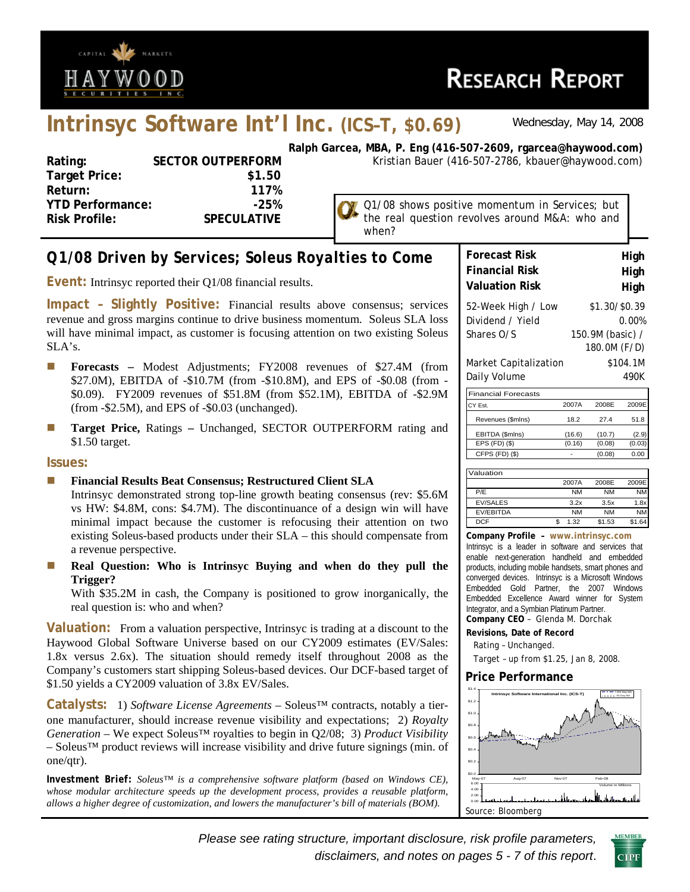# RESEARCH REPORT

## Intrinsyc Software Int'l Inc. (ICS–T, $0.69)

Wednesday, May 14, 2008

**Ralph Garcea, MBA, P. Eng (416-507-2609, rgarcea@haywood.com)**
Kristian Bauer (416-507-2786, kbauer@haywood.com)

| | |
|---|---|
| **Rating:** | **SECTOR OUTPERFORM** |
| **Target Price:** | **$1.50** |
| **Return:** | **117%** |
| **YTD Performance:** | **-25%** |
| **Risk Profile:** | **SPECULATIVE** |

Q1/08 shows positive momentum in Services; but the real question revolves around M&A: who and when?

## Q1/08 Driven by Services; Soleus Royalties to Come

**Event:** Intrinsyc reported their Q1/08 financial results.

**Impact – Slightly Positive:** Financial results above consensus; services revenue and gross margins continue to drive business momentum. Soleus SLA loss will have minimal impact, as customer is focusing attention on two existing Soleus SLA's.

- **Forecasts –** Modest Adjustments; FY2008 revenues of $27.4M (from $27.0M), EBITDA of -$10.7M (from -$10.8M), and EPS of -$0.08 (from -$0.09). FY2009 revenues of $51.8M (from $52.1M), EBITDA of -$2.9M (from -$2.5M), and EPS of -$0.03 (unchanged).
- **Target Price,** Ratings **–** Unchanged, SECTOR OUTPERFORM rating and $1.50 target.

**Issues:**

- **Financial Results Beat Consensus; Restructured Client SLA**
  Intrinsyc demonstrated strong top-line growth beating consensus (rev: $5.6M vs HW: $4.8M, cons: $4.7M). The discontinuance of a design win will have minimal impact because the customer is refocusing their attention on two existing Soleus-based products under their SLA – this should compensate from a revenue perspective.
- **Real Question: Who is Intrinsyc Buying and when do they pull the Trigger?**
  With $35.2M in cash, the Company is positioned to grow inorganically, the real question is: who and when?

**Valuation:** From a valuation perspective, Intrinsyc is trading at a discount to the Haywood Global Software Universe based on our CY2009 estimates (EV/Sales: 1.8x versus 2.6x). The situation should remedy itself throughout 2008 as the Company's customers start shipping Soleus-based devices. Our DCF-based target of $1.50 yields a CY2009 valuation of 3.8x EV/Sales.

**Catalysts:** 1) *Software License Agreements* – Soleus™ contracts, notably a tier-one manufacturer, should increase revenue visibility and expectations; 2) *Royalty Generation* – We expect Soleus™ royalties to begin in Q2/08; 3) *Product Visibility* – Soleus™ product reviews will increase visibility and drive future signings (min. of one/qtr).

**Investment Brief:** *Soleus™ is a comprehensive software platform (based on Windows CE), whose modular architecture speeds up the development process, provides a reusable platform, allows a higher degree of customization, and lowers the manufacturer's bill of materials (BOM).*

| | |
|---|---|
| **Forecast Risk** | **High** |
| **Financial Risk** | **High** |
| **Valuation Risk** | **High** |

| | |
|---|---|
| 52-Week High / Low | $1.30/ $0.39 |
| Dividend / Yield | 0.00% |
| Shares O/S | 150.9M (basic) / 180.0M (F/D) |
| Market Capitalization | $104.1M |
| Daily Volume | 490K |

| Financial Forecasts | | | |
|---|---|---|---|
| CY Est. | 2007A | 2008E | 2009E |
| Revenues ($mlns) | 18.2 | 27.4 | 51.8 |
| EBITDA ($mlns) | (16.6) | (10.7) | (2.9) |
| EPS (FD) ($) | (0.16) | (0.08) | (0.03) |
| CFPS (FD) ($) | - | (0.08) | 0.00 |

| Valuation | | | |
|---|---|---|---|
| | 2007A | 2008E | 2009E |
| P/E | NM | NM | NM |
| EV/SALES | 3.2x | 3.5x | 1.8x |
| EV/EBITDA | NM | NM | NM |
| DCF | $ 1.32 | $1.53 | $1.64 |

**Company Profile – www.intrinsyc.com**
Intrinsyc is a leader in software and services that enable next-generation handheld and embedded products, including mobile handsets, smart phones and converged devices. Intrinsyc is a Microsoft Windows Embedded Gold Partner, the 2007 Windows Embedded Excellence Award winner for System Integrator, and a Symbian Platinum Partner.
**Company CEO** – Glenda M. Dorchak

**Revisions, Date of Record**
Rating – Unchanged.
Target – up from $1.25, Jan 8, 2008.

**Price Performance**

Source: Bloomberg

*Please see rating structure, important disclosure, risk profile parameters, disclaimers, and notes on pages 5 - 7 of this report.*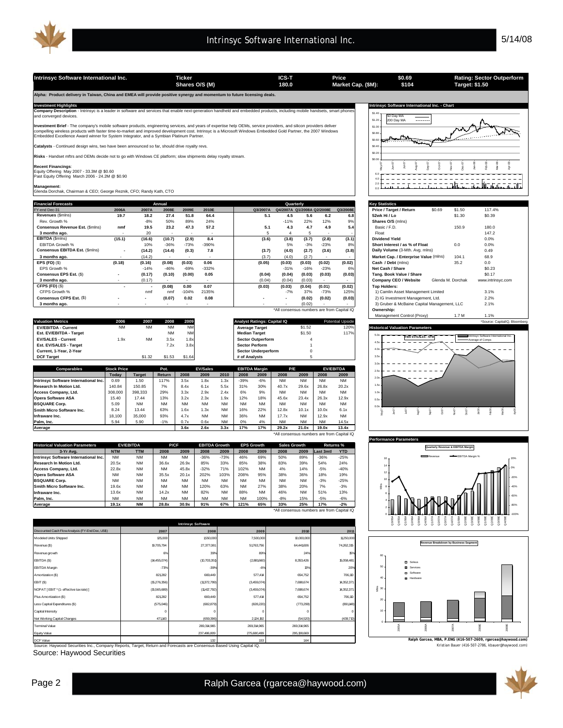| Intrinsyc Software International Inc. | Ticker | ICS-T | Price | $0.69 | Rating: Sector Outperform |
|---|---|---|---|---|---|
| | Shares O/S (M) | 180.0 | Market Cap. ($M): | $104 | Target: $1.50 |

**Alpha: Product delivery in Taiwan, China and EMEA will provide positive synergy and momentum to future licensing deals.**

## Investment Highlights

**Company Description** - Intrinsyc Software is a leader in software and services that enable next-generation handheld and embedded products, including mobile handsets, smart phones and converged devices.

**Investment Brief** - The company's mobile software products, engineering services, and years of expertise help OEMs, service providers, and silicon providers deliver compelling wireless products with faster time-to-market and improved development cost. Intrinsyc is a Microsoft Windows Embedded Gold Partner, the 2007 Windows Embedded Excellence Award winner for System Integrator, and a Symbian Platinum Partner.

**Catalysts** - Continued design wins, two have been announced so far, should drive royalty revs.

**Risks** - Handset mftrs and OEMs decide not to go with Windows CE platform; slow shipments delay royalty stream.

**Recent Financings**:
Equity Offering May 2007 - 33.3M @ $0.60
Past Equity Offering March 2006 - 24.2M @ $0.90

**Management**:
Glenda Dorchak, Chairman & CEO; George Reznik, CFO; Randy Kath, CTO

## Financial Forecasts

| FY-end Dec-31 | 2006A | 2007A | 2008E | 2009E | 2010E | Q3/2007A | Q4/2007A | Q1/2008A | Q2/2008E | Q3/2008E |
|---|---|---|---|---|---|---|---|---|---|---|
| **Revenues** ($mlns) | 19.7 | 18.2 | 27.4 | 51.8 | 64.4 | 5.1 | 4.5 | 5.6 | 6.2 | 6.8 |
| Rev. Growth % | | -8% | 50% | 89% | 24% | | -11% | 22% | 12% | 9% |
| **Consensus Revenue Est.** ($mlns) | nmf | 19.5 | 23.2 | 47.3 | 57.2 | 5.1 | 4.3 | 4.7 | 4.9 | 5.4 |
| **3 months ago.** | - | 20 | - | - | - | 5 | 4 | 5 | - | - |
| **EBITDA** ($mlns) | (15.1) | (16.6) | (10.7) | (2.9) | 8.4 | (3.6) | (3.8) | (3.7) | (2.8) | (3.1) |
| EBITDA Growth % | | 10% | -36% | -73% | -390% | | 5% | -3% | -23% | 8% |
| **Consensus EBITDA Est.** ($mlns) | - | (14.2) | (14.4) | (0.3) | 7.8 | (3.7) | (4.0) | (2.7) | (3.6) | (3.8) |
| **3 months ago.** | - | (14.2) | - | - | - | (3.7) | (4.0) | (2.7) | - | - |
| **EPS (FD)** ($) | (0.18) | (0.16) | (0.08) | (0.03) | 0.06 | (0.05) | (0.03) | (0.03) | (0.02) | (0.02) |
| EPS Growth % | | -14% | -46% | -69% | -332% | | -31% | -16% | -23% | 6% |
| **Consensus EPS Est.** ($) | - | (0.17) | (0.10) | (0.00) | 0.05 | (0.04) | (0.04) | (0.03) | (0.03) | (0.03) |
| **3 months ago.** | - | (0.17) | - | - | - | (0.04) | (0.04) | (0.03) | - | - |
| **CFPS (FD)** ($) | - | - | (0.08) | 0.00 | 0.07 | (0.03) | (0.03) | (0.04) | (0.01) | (0.02) |
| CFPS Growth % | | nmf | nmf | -104% | 2135% | | -7% | 37% | -73% | 125% |
| **Consensus CFPS Est.** ($) | - | - | (0.07) | 0.02 | 0.08 | - | - | (0.02) | (0.02) | (0.03) |
| **3 months ago.** | - | - | - | - | - | - | - | (0.02) | - | - |

*All consensus numbers are from Capital IQ

## Key Statistics

| | | | |
|---|---|---|---|
| Price / Target / Return | $0.69 | $1.50 | 117.4% |
| 52wk Hi / Lo | | $1.30 | $0.39 |
| Shares O/S (mlns) | | | |
| Basic / F.D. | | 150.9 | 180.0 |
| Float | | | 147.2 |
| Dividend Yield | | | 0.0% |
| Short Interest / as % of Float | | 0.0 | 0.0% |
| Daily Volume (3-Mth. Avg. mlns) | | | 0.49 |
| Market Cap. / Enterprise Value (mlns) | | 104.1 | 68.9 |
| Cash / Debt (mlns) | | 35.2 | 0.0 |
| Net Cash / Share | | | $0.23 |
| Tang. Book Value / Share | | | $0.17 |
| Company CEO / Website | | Glenda M. Dorchak | www.intrinsyc.com |
| Top Holders: | | | |
| 1) Camlin Asset Management Limited | | | 3.1% |
| 2) IG Investment Management, Ltd. | | | 2.2% |
| 3) Gruber & McBaine Capital Management, LLC | | | 2.1% |
| Ownership: | | | |
| Management Control (Proxy) | | 1.7 M | 1.1% |

*Source: CapitalIQ, Bloomberg

## Valuation Metrics

| Valuation Metrics | 2006 | 2007 | 2008 | 2009 |
|---|---|---|---|---|
| EV/EBITDA - Current | NM | NM | NM | NM |
| Est. EV/EBITDA - Target | | | NM | NM |
| EV/SALES - Current | 1.9x | NM | 3.5x | 1.8x |
| Est. EV/SALES - Target | | | 7.2x | 3.8x |
| Current, 1-Year, 2-Year | | | | |
| DCF Target | | $1.32 | $1.53 | $1.64 |

| Analyst Ratings: Capital IQ | | Potential Upside |
|---|---|---|
| Average Target | $1.52 | 120% |
| Median Target | $1.50 | 117% |
| Sector Outperform | 4 | |
| Sector Perform | 1 | |
| Sector Underperform | 0 | |
| # of Analysts | 5 | |

## Comparables

| Comparables | Stock Price Today | Target | Pot. Return | EV/Sales 2008 | EV/Sales 2009 | EV/Sales 2010 | EBITDA Margin 2008 | EBITDA Margin 2009 | P/E 2008 | P/E 2009 | EV/EBITDA 2008 | EV/EBITDA 2009 |
|---|---|---|---|---|---|---|---|---|---|---|---|---|
| Intrinsyc Software International Inc. | 0.69 | 1.50 | 117% | 3.5x | 1.8x | 1.3x | -39% | -6% | NM | NM | NM | NM |
| Research In Motion Ltd. | 140.84 | 150.85 | 7% | 8.4x | 6.1x | 5.5x | 31% | 30% | 40.7x | 29.6x | 26.8x | 20.2x |
| Access Company, Ltd. | 308,000 | 398,333 | 29% | 3.3x | 2.9x | 2.4x | 6% | 9% | NM | NM | NM | NM |
| Opera Software ASA | 15.40 | 17.44 | 13% | 3.2x | 2.3x | 1.9x | 12% | 18% | 45.6x | 23.4x | 26.3x | 12.9x |
| BSQUARE Corp. | 5.09 | NM | NM | NM | NM | NM | NM | NM | NM | NM | NM | NM |
| Smith Micro Software Inc. | 8.24 | 13.44 | 63% | 1.6x | 1.3x | NM | 16% | 22% | 12.8x | 10.1x | 10.0x | 6.1x |
| Infraware Inc. | 18,100 | 35,000 | 93% | 4.7x | NM | NM | 36% | NM | 17.7x | NM | 12.9x | NM |
| Palm, Inc. | 5.94 | 5.90 | -1% | 0.7x | 0.6x | NM | 0% | 4% | NM | NM | NM | 14.5x |
| **Average** | | | | **3.6x** | **2.6x** | **3.3x** | **17%** | **17%** | **29.2x** | **21.0x** | **19.0x** | **13.4x** |

*All consensus numbers are from Capital IQ

## Historical Valuation Parameters

| 3-Yr Avg. | EV/EBITDA NTM | EV/EBITDA TTM | P/CF 2008 | P/CF 2009 | EBITDA Growth 2008 | EBITDA Growth 2009 | EPS Growth 2008 | EPS Growth 2009 | Sales Growth 2008 | Sales Growth 2009 | Returns % Last 3mtl | Returns % YTD |
|---|---|---|---|---|---|---|---|---|---|---|---|---|
| Intrinsyc Software International Inc. | NM | NM | NM | NM | -36% | -73% | 46% | 69% | 50% | 89% | -36% | -25% |
| Research In Motion Ltd. | 20.5x | NM | 36.6x | 26.9x | 85% | 33% | 85% | 38% | 83% | 39% | 54% | 24% |
| Access Company, Ltd. | 22.8x | NM | NM | 45.8x | -32% | 71% | 102% | NM | 4% | 14% | -5% | -40% |
| Opera Software ASA | NM | NM | 35.5x | 20.1x | 202% | 103% | 208% | 95% | 38% | 36% | 18% | 19% |
| BSQUARE Corp. | NM | NM | NM | NM | NM | NM | NM | NM | NM | NM | -3% | -25% |
| Smith Micro Software Inc. | 19.6x | NM | NM | NM | 120% | 63% | NM | 27% | 38% | 20% | 7% | -3% |
| Infraware Inc. | 13.6x | NM | 14.2x | NM | 82% | NM | 88% | NM | 46% | NM | 51% | 13% |
| Palm, Inc. | NM | NM | NM | NM | NM | NM | NM | 100% | -8% | 15% | -5% | -6% |
| **Average** | **19.1x** | **NM** | **28.8x** | **30.9x** | **91%** | **67%** | **121%** | **65%** | **33%** | **25%** | **17%** | **-2%** |

*All consensus numbers are from Capital IQ

## Intrinsyc Software

| Discounted Cash Flow Analysis (FY-End Dec, US$) | 2007 | 2008 | 2009 | 2010 | 2011 |
|---|---|---|---|---|---|
| Modeled Units Shipped | 125,000 | 1,550,000 | 7,500,000 | 10,000,000 | 11,250,000 |
| Revenue ($) | 19,705,794 | 27,377,081 | 51,763,756 | 64,441,606 | 74,262,315 |
| Revenue growth | 6% | 39% | 89% | 24% | 15% |
| EBITDA ($) | (14,455,074) | (10,703,351) | (2,881,660) | 8,353,426 | 15,058,481 |
| EBITDA Margin | -73% | -39% | -6% | 13% | 20% |
| Amortization ($) | 821,282 | 669,449 | 577,414 | 654,752 | 706,110 |
| EBIT ($) | (15,276,356) | (11,372,799) | (3,459,074) | 7,698,674 | 14,352,371 |
| NOPAT [ EBIT * (1- effective tax rate) ] | (15,565,689) | (11,437,792) | (3,459,074) | 7,698,674 | 14,352,371 |
| Plus Amortization ($) | 821,282 | 669,449 | 577,414 | 654,752 | 706,110 |
| Less Capital Expenditures ($) | (575,046) | (682,879) | (828,220) | (773,299) | (891,148) |
| Capital Intensity | 0 | 0 | 0 | 0 | 0 |
| Net Working Capital Changes | 471,143 | (659,396) | 2,124,192 | (54,520) | (439,710) |
| Terminal Value | | 269,314,965 | 269,314,965 | 269,314,965 | |
| Equity Value | | 237,486,809 | 275,680,499 | 295,108,669 | |
| DCF Value | | 132 | 153 | 164 | |

Source: Haywood Securities Inc., Company Reports, Target, Return and Forecasts are Consensus Based Using Capital IQ.

Source: Haywood Securities

Ralph Garcea, MBA, P.ENG (416-507-2609, rgarcea@haywood.com)
Kristian Bauer (416-507-2786, kbauer@haywood.com)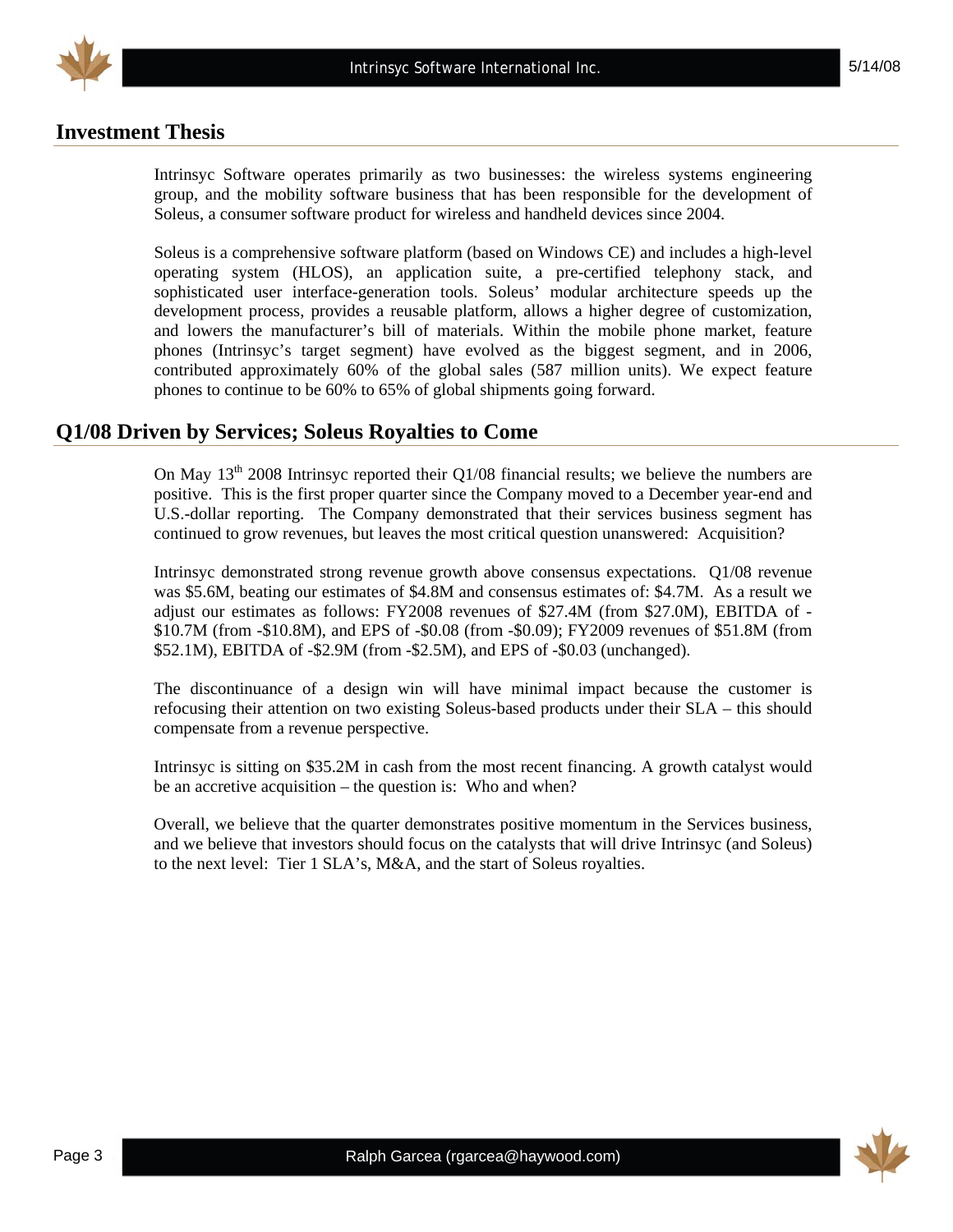## Investment Thesis

Intrinsyc Software operates primarily as two businesses: the wireless systems engineering group, and the mobility software business that has been responsible for the development of Soleus, a consumer software product for wireless and handheld devices since 2004.

Soleus is a comprehensive software platform (based on Windows CE) and includes a high-level operating system (HLOS), an application suite, a pre-certified telephony stack, and sophisticated user interface-generation tools. Soleus' modular architecture speeds up the development process, provides a reusable platform, allows a higher degree of customization, and lowers the manufacturer's bill of materials. Within the mobile phone market, feature phones (Intrinsyc's target segment) have evolved as the biggest segment, and in 2006, contributed approximately 60% of the global sales (587 million units). We expect feature phones to continue to be 60% to 65% of global shipments going forward.

## Q1/08 Driven by Services; Soleus Royalties to Come

On May 13th 2008 Intrinsyc reported their Q1/08 financial results; we believe the numbers are positive. This is the first proper quarter since the Company moved to a December year-end and U.S.-dollar reporting. The Company demonstrated that their services business segment has continued to grow revenues, but leaves the most critical question unanswered: Acquisition?

Intrinsyc demonstrated strong revenue growth above consensus expectations. Q1/08 revenue was $5.6M, beating our estimates of $4.8M and consensus estimates of: $4.7M. As a result we adjust our estimates as follows: FY2008 revenues of $27.4M (from $27.0M), EBITDA of -$10.7M (from -$10.8M), and EPS of -$0.08 (from -$0.09); FY2009 revenues of $51.8M (from $52.1M), EBITDA of -$2.9M (from -$2.5M), and EPS of -$0.03 (unchanged).

The discontinuance of a design win will have minimal impact because the customer is refocusing their attention on two existing Soleus-based products under their SLA – this should compensate from a revenue perspective.

Intrinsyc is sitting on $35.2M in cash from the most recent financing. A growth catalyst would be an accretive acquisition – the question is: Who and when?

Overall, we believe that the quarter demonstrates positive momentum in the Services business, and we believe that investors should focus on the catalysts that will drive Intrinsyc (and Soleus) to the next level: Tier 1 SLA's, M&A, and the start of Soleus royalties.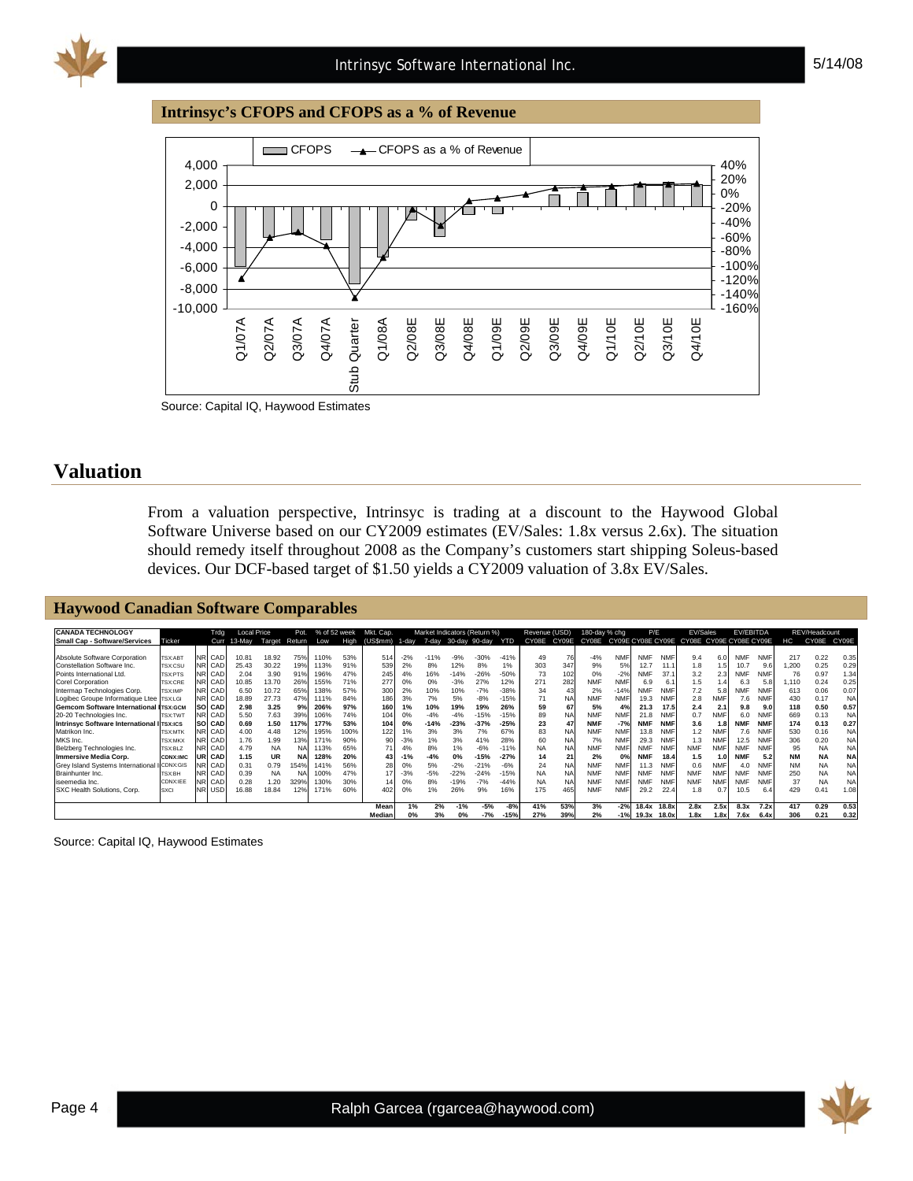## Intrinsyc's CFOPS and CFOPS as a % of Revenue

Source: Capital IQ, Haywood Estimates

# Valuation

From a valuation perspective, Intrinsyc is trading at a discount to the Haywood Global Software Universe based on our CY2009 estimates (EV/Sales: 1.8x versus 2.6x). The situation should remedy itself throughout 2008 as the Company's customers start shipping Soleus-based devices. Our DCF-based target of $1.50 yields a CY2009 valuation of 3.8x EV/Sales.

## Haywood Canadian Software Comparables

| CANADA TECHNOLOGY | | | Trdg | Local Price | | Pot. | % of 52 week | | Mkt. Cap. | Market Indicators (Return %) | | | | | Revenue (USD) | | 180-day % chg | | P/E | | EV/Sales | | EV/EBITDA | | REV/Headcount | | |
|---|---|---|---|---|---|---|---|---|---|---|---|---|---|---|---|---|---|---|---|---|---|---|---|---|---|---|---|
| Small Cap - Software/Services | Ticker | | Curr | 13-May | Target | Return | Low | High | (US$mm) | 1-day | 7-day | 30-day | 90-day | YTD | CY08E | CY09E | CY08E | CY09E | CY08E | CY09E | CY08E | CY09E | CY08E | CY09E | HC | CY08E | CY09E |
| Absolute Software Corporation | TSX:ABT | NR | CAD | 10.81 | 18.92 | 75% | 110% | 53% | 514 | -2% | -11% | -9% | -30% | -41% | 49 | 76 | -4% | NMF | NMF | NMF | 9.4 | 6.0 | NMF | NMF | 217 | 0.22 | 0.35 |
| Constellation Software Inc. | TSX:CSU | NR | CAD | 25.43 | 30.22 | 19% | 113% | 91% | 539 | 2% | 8% | 12% | 8% | 1% | 303 | 347 | 9% | 5% | 12.7 | 11.1 | 1.8 | 1.5 | 10.7 | 9.6 | 1,200 | 0.25 | 0.29 |
| Points International Ltd. | TSX:PTS | NR | CAD | 2.04 | 3.90 | 91% | 196% | 47% | 245 | 4% | 16% | -14% | -26% | -50% | 73 | 102 | 0% | -2% | NMF | 37.1 | 3.2 | 2.3 | NMF | NMF | 76 | 0.97 | 1.34 |
| Corel Corporation | TSX:CRE | NR | CAD | 10.85 | 13.70 | 26% | 155% | 71% | 277 | 0% | 0% | -3% | 27% | 12% | 271 | 282 | NMF | NMF | 6.9 | 6.1 | 1.5 | 1.4 | 6.3 | 5.8 | 1,110 | 0.24 | 0.25 |
| Intermap Technologies Corp. | TSX:IMP | NR | CAD | 6.50 | 10.72 | 65% | 138% | 57% | 300 | 2% | 10% | 10% | -7% | -38% | 34 | 43 | 2% | -14% | NMF | NMF | 7.2 | 5.8 | NMF | NMF | 613 | 0.06 | 0.07 |
| Logibec Groupe Informatique Ltee | TSX:LGI | NR | CAD | 18.89 | 27.73 | 47% | 111% | 84% | 186 | 3% | 7% | 5% | -8% | -15% | 71 | NA | NMF | NMF | 19.3 | NMF | 2.8 | NMF | 7.6 | NMF | 430 | 0.17 | NA |
| **Gemcom Software International I** | **TSX:GCM** | **SO** | **CAD** | **2.98** | **3.25** | **9%** | **206%** | **97%** | **160** | **1%** | **10%** | **19%** | **19%** | **26%** | **59** | **67** | **5%** | **4%** | **21.3** | **17.5** | **2.4** | **2.1** | **9.8** | **9.0** | **118** | **0.50** | **0.57** |
| 20-20 Technologies Inc. | TSX:TWT | NR | CAD | 5.50 | 7.63 | 39% | 106% | 74% | 104 | 0% | -4% | -4% | -15% | -15% | 89 | NA | NMF | NMF | 21.8 | NMF | 0.7 | NMF | 6.0 | NMF | 669 | 0.13 | NA |
| **Intrinsyc Software International I** | **TSX:ICS** | **SO** | **CAD** | **0.69** | **1.50** | **117%** | **177%** | **53%** | **104** | **0%** | **-14%** | **-23%** | **-37%** | **-25%** | **23** | **47** | **NMF** | **-7%** | **NMF** | **NMF** | **3.6** | **1.8** | **NMF** | **NMF** | **174** | **0.13** | **0.27** |
| Matrikon Inc. | TSX:MTK | NR | CAD | 4.00 | 4.48 | 12% | 195% | 100% | 122 | 1% | 3% | 3% | 7% | 67% | 83 | NA | NMF | NMF | 13.8 | NMF | 1.2 | NMF | 7.6 | NMF | 530 | 0.16 | NA |
| MKS Inc. | TSX:MKX | NR | CAD | 1.76 | 1.99 | 13% | 171% | 90% | 90 | -3% | 1% | 3% | 41% | 28% | 60 | NA | 7% | NMF | 29.3 | NMF | 1.3 | NMF | 12.5 | NMF | 306 | 0.20 | NA |
| Belzberg Technologies Inc. | TSX:BLZ | NR | CAD | 4.79 | NA | NA | 113% | 65% | 71 | 4% | 8% | 1% | -6% | -11% | NA | NA | NMF | NMF | NMF | NMF | NMF | NMF | NMF | NMF | 95 | NA | NA |
| **Immersive Media Corp.** | **CDNX:IMC** | **UR** | **CAD** | **1.15** | **UR** | **NA** | **128%** | **20%** | **43** | **-1%** | **-4%** | **0%** | **-15%** | **-27%** | **14** | **21** | **2%** | **0%** | **NMF** | **18.4** | **1.5** | **1.0** | **NMF** | **5.2** | **NM** | **NA** | **NA** |
| Grey Island Systems International I | CDNX:GIS | NR | CAD | 0.31 | 0.79 | 154% | 141% | 56% | 28 | 0% | 5% | -2% | -21% | -6% | 24 | NA | NMF | NMF | 11.3 | NMF | 0.6 | NMF | 4.0 | NMF | NM | NA | NA |
| Brainhunter Inc. | TSX:BH | NR | CAD | 0.39 | NA | NA | 100% | 47% | 17 | -3% | -5% | -22% | -24% | -15% | NA | NA | NMF | NMF | NMF | NMF | NMF | NMF | NMF | NMF | 250 | NA | NA |
| iseemedia Inc. | CDNX:IEE | NR | CAD | 0.28 | 1.20 | 329% | 130% | 30% | 14 | 0% | 8% | -19% | -7% | -44% | NA | NA | NMF | NMF | NMF | NMF | NMF | NMF | NMF | NMF | 37 | NA | NA |
| SXC Health Solutions, Corp. | SXCI | NR | USD | 16.88 | 18.84 | 12% | 171% | 60% | 402 | 0% | 1% | 26% | 9% | 16% | 175 | 465 | NMF | NMF | 29.2 | 22.4 | 1.8 | 0.7 | 10.5 | 6.4 | 429 | 0.41 | 1.08 |
| | | | | | | | | | **Mean** | **1%** | **2%** | **-1%** | **-5%** | **-8%** | **41%** | **53%** | **3%** | **-2%** | **18.4x** | **18.8x** | **2.8x** | **2.5x** | **8.3x** | **7.2x** | **417** | **0.29** | **0.53** |
| | | | | | | | | | **Median** | **0%** | **3%** | **0%** | **-7%** | **-15%** | **27%** | **39%** | **2%** | **-1%** | **19.3x** | **18.0x** | **1.8x** | **1.8x** | **7.6x** | **6.4x** | **306** | **0.21** | **0.32** |

Source: Capital IQ, Haywood Estimates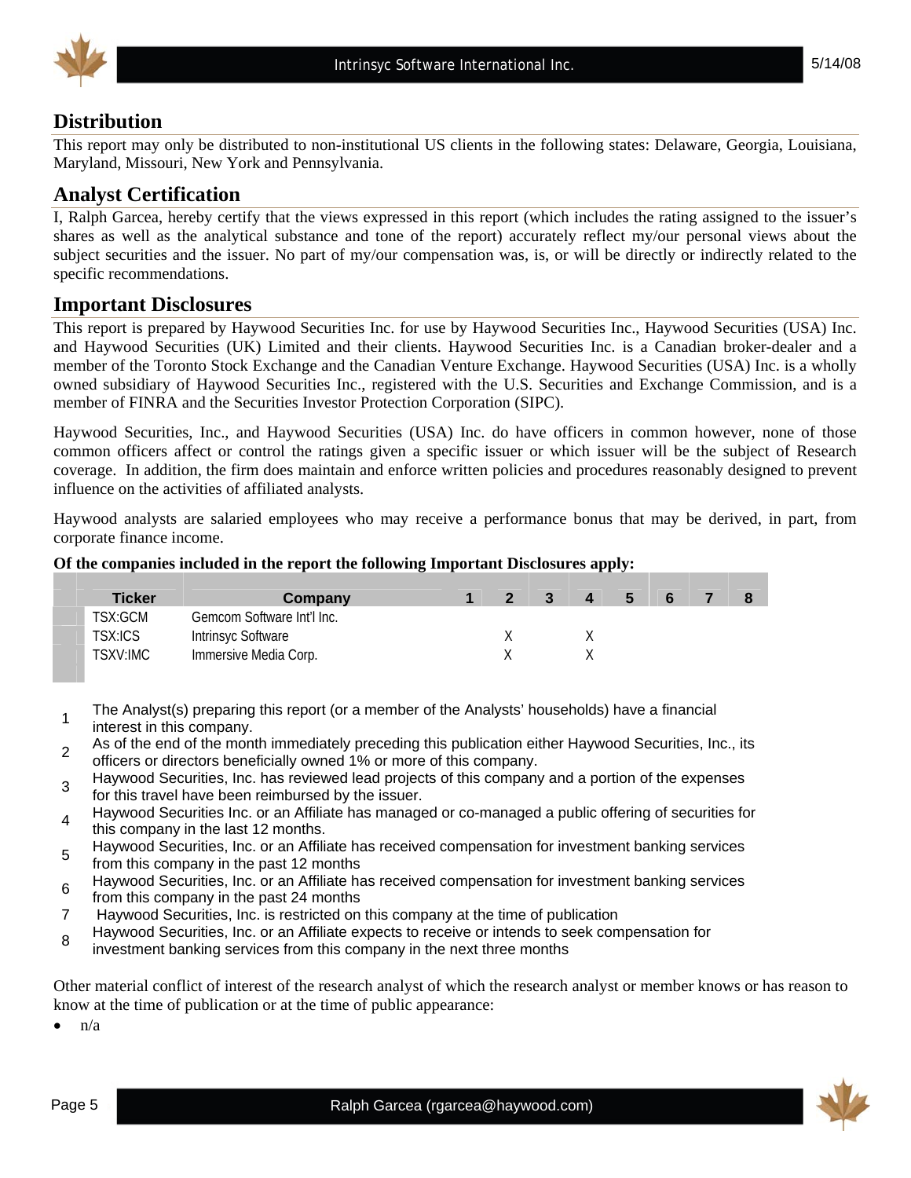## Distribution

This report may only be distributed to non-institutional US clients in the following states: Delaware, Georgia, Louisiana, Maryland, Missouri, New York and Pennsylvania.

## Analyst Certification

I, Ralph Garcea, hereby certify that the views expressed in this report (which includes the rating assigned to the issuer's shares as well as the analytical substance and tone of the report) accurately reflect my/our personal views about the subject securities and the issuer. No part of my/our compensation was, is, or will be directly or indirectly related to the specific recommendations.

## Important Disclosures

This report is prepared by Haywood Securities Inc. for use by Haywood Securities Inc., Haywood Securities (USA) Inc. and Haywood Securities (UK) Limited and their clients. Haywood Securities Inc. is a Canadian broker-dealer and a member of the Toronto Stock Exchange and the Canadian Venture Exchange. Haywood Securities (USA) Inc. is a wholly owned subsidiary of Haywood Securities Inc., registered with the U.S. Securities and Exchange Commission, and is a member of FINRA and the Securities Investor Protection Corporation (SIPC).

Haywood Securities, Inc., and Haywood Securities (USA) Inc. do have officers in common however, none of those common officers affect or control the ratings given a specific issuer or which issuer will be the subject of Research coverage. In addition, the firm does maintain and enforce written policies and procedures reasonably designed to prevent influence on the activities of affiliated analysts.

Haywood analysts are salaried employees who may receive a performance bonus that may be derived, in part, from corporate finance income.

**Of the companies included in the report the following Important Disclosures apply:**

| Ticker | Company | 1 | 2 | 3 | 4 | 5 | 6 | 7 | 8 |
|---|---|---|---|---|---|---|---|---|---|
| TSX:GCM | Gemcom Software Int'l Inc. | | | | | | | | |
| TSX:ICS | Intrinsyc Software | | X | | X | | | | |
| TSXV:IMC | Immersive Media Corp. | | X | | X | | | | |

1. The Analyst(s) preparing this report (or a member of the Analysts' households) have a financial interest in this company.
2. As of the end of the month immediately preceding this publication either Haywood Securities, Inc., its officers or directors beneficially owned 1% or more of this company.
3. Haywood Securities, Inc. has reviewed lead projects of this company and a portion of the expenses for this travel have been reimbursed by the issuer.
4. Haywood Securities Inc. or an Affiliate has managed or co-managed a public offering of securities for this company in the last 12 months.
5. Haywood Securities, Inc. or an Affiliate has received compensation for investment banking services from this company in the past 12 months
6. Haywood Securities, Inc. or an Affiliate has received compensation for investment banking services from this company in the past 24 months
7. Haywood Securities, Inc. is restricted on this company at the time of publication
8. Haywood Securities, Inc. or an Affiliate expects to receive or intends to seek compensation for investment banking services from this company in the next three months

Other material conflict of interest of the research analyst of which the research analyst or member knows or has reason to know at the time of publication or at the time of public appearance:

- n/a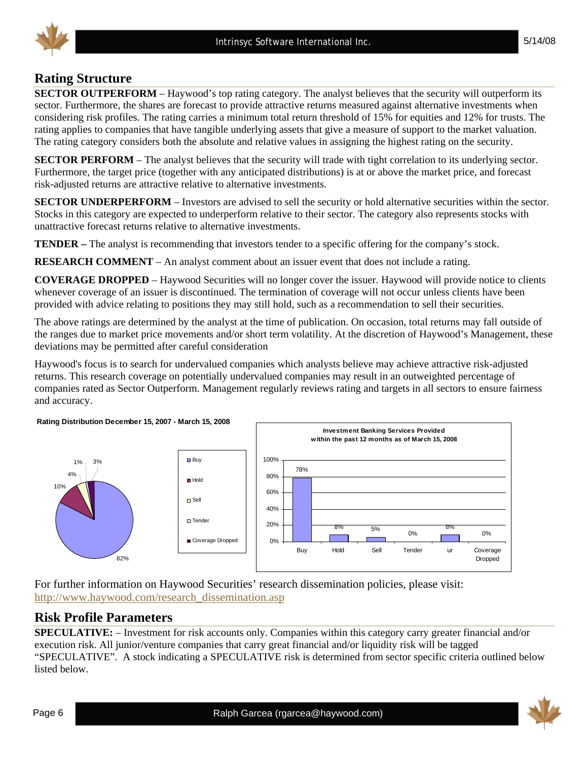## Rating Structure

**SECTOR OUTPERFORM** – Haywood's top rating category. The analyst believes that the security will outperform its sector. Furthermore, the shares are forecast to provide attractive returns measured against alternative investments when considering risk profiles. The rating carries a minimum total return threshold of 15% for equities and 12% for trusts. The rating applies to companies that have tangible underlying assets that give a measure of support to the market valuation. The rating category considers both the absolute and relative values in assigning the highest rating on the security.

**SECTOR PERFORM** – The analyst believes that the security will trade with tight correlation to its underlying sector. Furthermore, the target price (together with any anticipated distributions) is at or above the market price, and forecast risk-adjusted returns are attractive relative to alternative investments.

**SECTOR UNDERPERFORM** – Investors are advised to sell the security or hold alternative securities within the sector. Stocks in this category are expected to underperform relative to their sector. The category also represents stocks with unattractive forecast returns relative to alternative investments.

**TENDER –** The analyst is recommending that investors tender to a specific offering for the company's stock.

**RESEARCH COMMENT** – An analyst comment about an issuer event that does not include a rating.

**COVERAGE DROPPED** – Haywood Securities will no longer cover the issuer. Haywood will provide notice to clients whenever coverage of an issuer is discontinued. The termination of coverage will not occur unless clients have been provided with advice relating to positions they may still hold, such as a recommendation to sell their securities.

The above ratings are determined by the analyst at the time of publication. On occasion, total returns may fall outside of the ranges due to market price movements and/or short term volatility. At the discretion of Haywood's Management, these deviations may be permitted after careful consideration

Haywood's focus is to search for undervalued companies which analysts believe may achieve attractive risk-adjusted returns. This research coverage on potentially undervalued companies may result in an outweighted percentage of companies rated as Sector Outperform. Management regularly reviews rating and targets in all sectors to ensure fairness and accuracy.

**Rating Distribution December 15, 2007 - March 15, 2008**

| Rating | % |
|---|---|
| Buy | 82% |
| Hold | 10% |
| Sell | 4% |
| Tender | 1% |
| Coverage Dropped | 3% |

**Investment Banking Services Provided within the past 12 months as of March 15, 2008**

| Buy | Hold | Sell | Tender | ur | Coverage Dropped |
|---|---|---|---|---|---|
| 78% | 8% | 5% | 0% | 8% | 0% |

For further information on Haywood Securities' research dissemination policies, please visit: http://www.haywood.com/research_dissemination.asp

## Risk Profile Parameters

**SPECULATIVE:** – Investment for risk accounts only. Companies within this category carry greater financial and/or execution risk. All junior/venture companies that carry great financial and/or liquidity risk will be tagged "SPECULATIVE". A stock indicating a SPECULATIVE risk is determined from sector specific criteria outlined below listed below.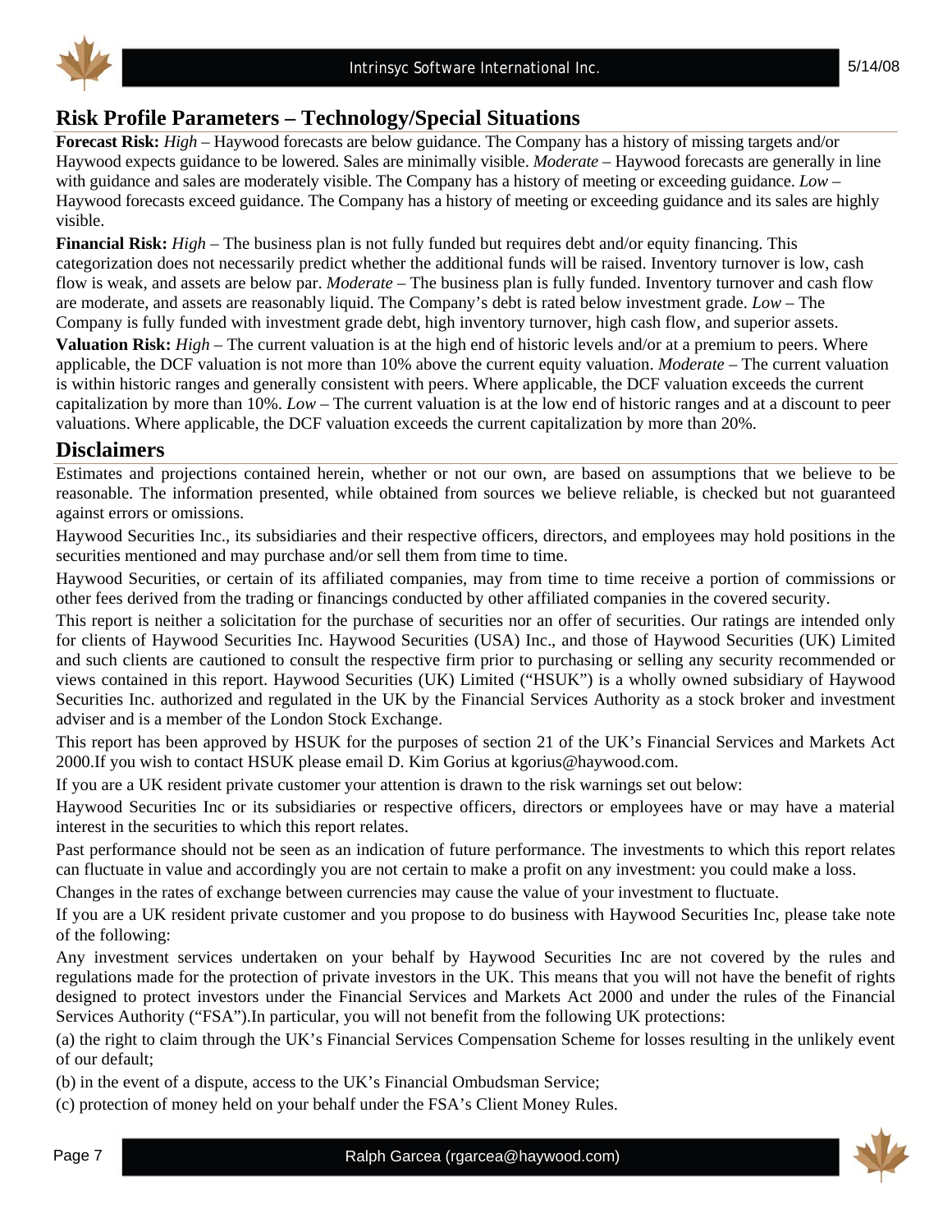## Risk Profile Parameters – Technology/Special Situations

**Forecast Risk:** *High* – Haywood forecasts are below guidance. The Company has a history of missing targets and/or Haywood expects guidance to be lowered. Sales are minimally visible. *Moderate* – Haywood forecasts are generally in line with guidance and sales are moderately visible. The Company has a history of meeting or exceeding guidance. *Low* – Haywood forecasts exceed guidance. The Company has a history of meeting or exceeding guidance and its sales are highly visible.

**Financial Risk:** *High* – The business plan is not fully funded but requires debt and/or equity financing. This categorization does not necessarily predict whether the additional funds will be raised. Inventory turnover is low, cash flow is weak, and assets are below par. *Moderate* – The business plan is fully funded. Inventory turnover and cash flow are moderate, and assets are reasonably liquid. The Company's debt is rated below investment grade. *Low* – The Company is fully funded with investment grade debt, high inventory turnover, high cash flow, and superior assets.

**Valuation Risk:** *High* – The current valuation is at the high end of historic levels and/or at a premium to peers. Where applicable, the DCF valuation is not more than 10% above the current equity valuation. *Moderate* – The current valuation is within historic ranges and generally consistent with peers. Where applicable, the DCF valuation exceeds the current capitalization by more than 10%. *Low* – The current valuation is at the low end of historic ranges and at a discount to peer valuations. Where applicable, the DCF valuation exceeds the current capitalization by more than 20%.

## Disclaimers

Estimates and projections contained herein, whether or not our own, are based on assumptions that we believe to be reasonable. The information presented, while obtained from sources we believe reliable, is checked but not guaranteed against errors or omissions.

Haywood Securities Inc., its subsidiaries and their respective officers, directors, and employees may hold positions in the securities mentioned and may purchase and/or sell them from time to time.

Haywood Securities, or certain of its affiliated companies, may from time to time receive a portion of commissions or other fees derived from the trading or financings conducted by other affiliated companies in the covered security.

This report is neither a solicitation for the purchase of securities nor an offer of securities. Our ratings are intended only for clients of Haywood Securities Inc. Haywood Securities (USA) Inc., and those of Haywood Securities (UK) Limited and such clients are cautioned to consult the respective firm prior to purchasing or selling any security recommended or views contained in this report. Haywood Securities (UK) Limited ("HSUK") is a wholly owned subsidiary of Haywood Securities Inc. authorized and regulated in the UK by the Financial Services Authority as a stock broker and investment adviser and is a member of the London Stock Exchange.

This report has been approved by HSUK for the purposes of section 21 of the UK's Financial Services and Markets Act 2000.If you wish to contact HSUK please email D. Kim Gorius at kgorius@haywood.com.

If you are a UK resident private customer your attention is drawn to the risk warnings set out below:

Haywood Securities Inc or its subsidiaries or respective officers, directors or employees have or may have a material interest in the securities to which this report relates.

Past performance should not be seen as an indication of future performance. The investments to which this report relates can fluctuate in value and accordingly you are not certain to make a profit on any investment: you could make a loss.

Changes in the rates of exchange between currencies may cause the value of your investment to fluctuate.

If you are a UK resident private customer and you propose to do business with Haywood Securities Inc, please take note of the following:

Any investment services undertaken on your behalf by Haywood Securities Inc are not covered by the rules and regulations made for the protection of private investors in the UK. This means that you will not have the benefit of rights designed to protect investors under the Financial Services and Markets Act 2000 and under the rules of the Financial Services Authority ("FSA").In particular, you will not benefit from the following UK protections:

(a) the right to claim through the UK's Financial Services Compensation Scheme for losses resulting in the unlikely event of our default;

(b) in the event of a dispute, access to the UK's Financial Ombudsman Service;

(c) protection of money held on your behalf under the FSA's Client Money Rules.